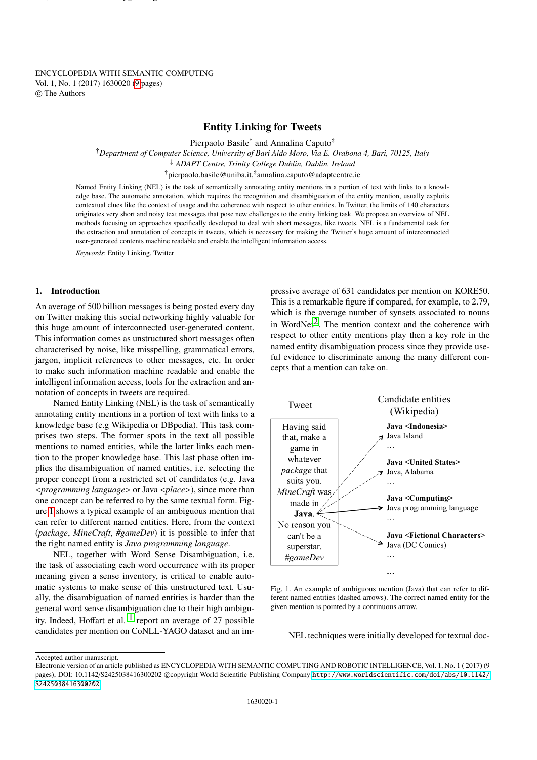ENCYCLOPEDIA WITH SEMANTIC COMPUTING
Vol. 1, No. 1 (2017) 1630020 (9 pages)
© The Authors

# Entity Linking for Tweets

Pierpaolo Basile[†] and Annalina Caputo[‡]

[†]*Department of Computer Science, University of Bari Aldo Moro, Via E. Orabona 4, Bari, 70125, Italy*
[‡] *ADAPT Centre, Trinity College Dublin, Dublin, Ireland*
[†]pierpaolo.basile@uniba.it,[‡]annalina.caputo@adaptcentre.ie

Named Entity Linking (NEL) is the task of semantically annotating entity mentions in a portion of text with links to a knowledge base. The automatic annotation, which requires the recognition and disambiguation of the entity mention, usually exploits contextual clues like the context of usage and the coherence with respect to other entities. In Twitter, the limits of 140 characters originates very short and noisy text messages that pose new challenges to the entity linking task. We propose an overview of NEL methods focusing on approaches specifically developed to deal with short messages, like tweets. NEL is a fundamental task for the extraction and annotation of concepts in tweets, which is necessary for making the Twitter's huge amount of interconnected user-generated contents machine readable and enable the intelligent information access.

*Keywords*: Entity Linking, Twitter

## 1. Introduction

An average of 500 billion messages is being posted every day on Twitter making this social networking highly valuable for this huge amount of interconnected user-generated content. This information comes as unstructured short messages often characterised by noise, like misspelling, grammatical errors, jargon, implicit references to other messages, etc. In order to make such information machine readable and enable the intelligent information access, tools for the extraction and annotation of concepts in tweets are required.

Named Entity Linking (NEL) is the task of semantically annotating entity mentions in a portion of text with links to a knowledge base (e.g Wikipedia or DBpedia). This task comprises two steps. The former spots in the text all possible mentions to named entities, while the latter links each mention to the proper knowledge base. This last phase often implies the disambiguation of named entities, i.e. selecting the proper concept from a restricted set of candidates (e.g. Java <*programming language*> or Java <*place*>), since more than one concept can be referred to by the same textual form. Figure 1 shows a typical example of an ambiguous mention that can refer to different named entities. Here, from the context (*package*, *MineCraft*, *#gameDev*) it is possible to infer that the right named entity is *Java programming language*.

NEL, together with Word Sense Disambiguation, i.e. the task of associating each word occurrence with its proper meaning given a sense inventory, is critical to enable automatic systems to make sense of this unstructured text. Usually, the disambiguation of named entities is harder than the general word sense disambiguation due to their high ambiguity. Indeed, Hoffart et al. [1] report an average of 27 possible candidates per mention on CoNLL-YAGO dataset and an impressive average of 631 candidates per mention on KORE50. This is a remarkable figure if compared, for example, to 2.79, which is the average number of synsets associated to nouns in WordNet[2]. The mention context and the coherence with respect to other entity mentions play then a key role in the named entity disambiguation process since they provide useful evidence to discriminate among the many different concepts that a mention can take on.

| Tweet | Candidate entities (Wikipedia) |
|---|---|
| Having said that, make a game in whatever *package* that suits you. *MineCraft* was made in **Java**. No reason you can't be a superstar. *#gameDev* | **Java <Indonesia>** Java Island … |
| | **Java <United States>** Java, Alabama … |
| | **Java <Computing>** Java programming language … |
| | **Java <Fictional Characters>** Java (DC Comics) … |
| | … |

Fig. 1. An example of ambiguous mention (Java) that can refer to different named entities (dashed arrows). The correct named entity for the given mention is pointed by a continuous arrow.

NEL techniques were initially developed for textual doc-

Accepted author manuscript.
Electronic version of an article published as ENCYCLOPEDIA WITH SEMANTIC COMPUTING AND ROBOTIC INTELLIGENCE, Vol. 1, No. 1 ( 2017) (9 pages), DOI: 10.1142/S2425038416300202 ©copyright World Scientific Publishing Company http://www.worldscientific.com/doi/abs/10.1142/S2425038416300202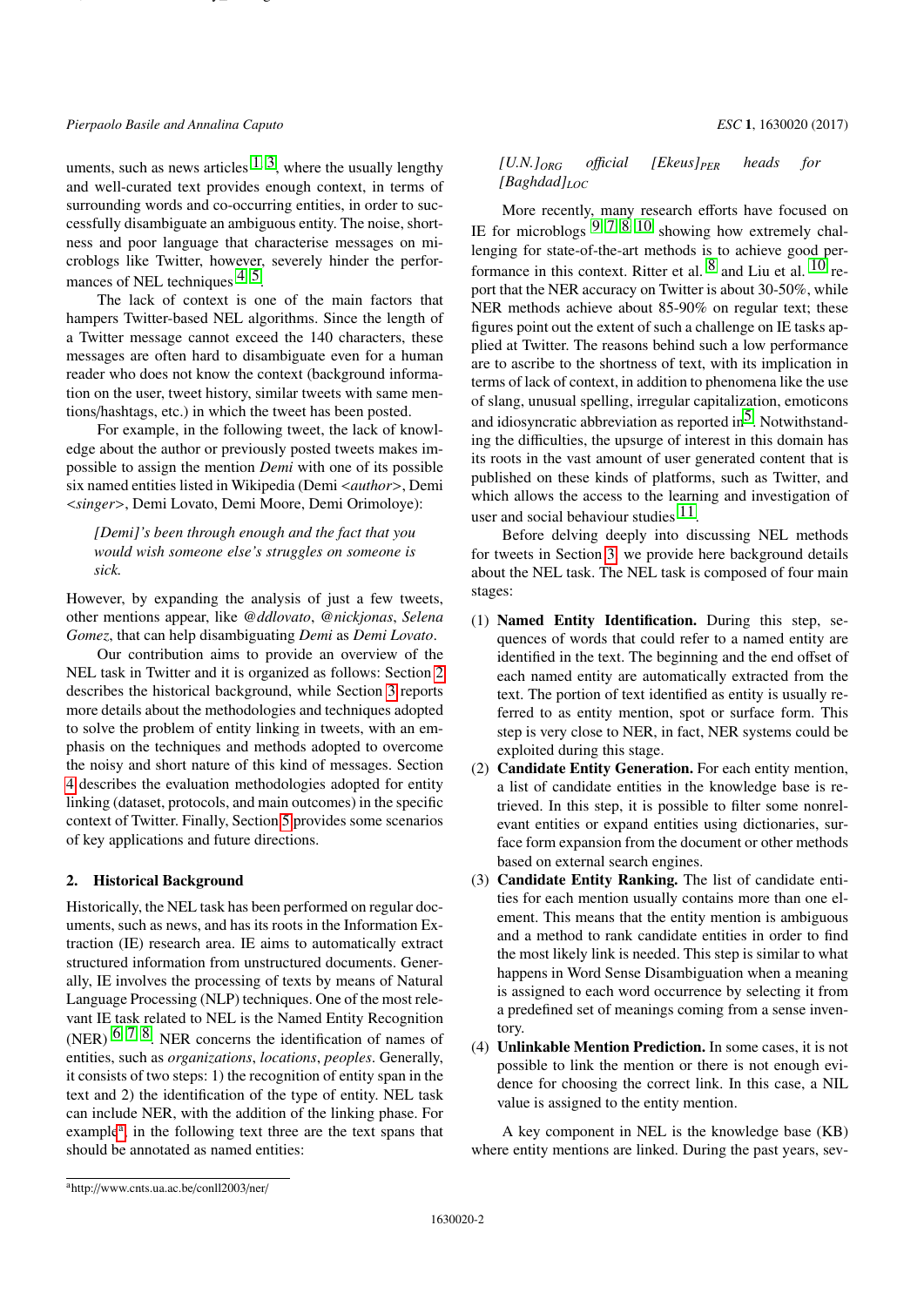uments, such as news articles [1, 3], where the usually lengthy and well-curated text provides enough context, in terms of surrounding words and co-occurring entities, in order to successfully disambiguate an ambiguous entity. The noise, shortness and poor language that characterise messages on microblogs like Twitter, however, severely hinder the performances of NEL techniques [4, 5].

The lack of context is one of the main factors that hampers Twitter-based NEL algorithms. Since the length of a Twitter message cannot exceed the 140 characters, these messages are often hard to disambiguate even for a human reader who does not know the context (background information on the user, tweet history, similar tweets with same mentions/hashtags, etc.) in which the tweet has been posted.

For example, in the following tweet, the lack of knowledge about the author or previously posted tweets makes impossible to assign the mention *Demi* with one of its possible six named entities listed in Wikipedia (Demi <*author*>, Demi <*singer*>, Demi Lovato, Demi Moore, Demi Orimoloye):

> *[Demi]'s been through enough and the fact that you would wish someone else's struggles on someone is sick.*

However, by expanding the analysis of just a few tweets, other mentions appear, like *@ddlovato*, *@nickjonas*, *Selena Gomez*, that can help disambiguating *Demi* as *Demi Lovato*.

Our contribution aims to provide an overview of the NEL task in Twitter and it is organized as follows: Section 2 describes the historical background, while Section 3 reports more details about the methodologies and techniques adopted to solve the problem of entity linking in tweets, with an emphasis on the techniques and methods adopted to overcome the noisy and short nature of this kind of messages. Section 4 describes the evaluation methodologies adopted for entity linking (dataset, protocols, and main outcomes) in the specific context of Twitter. Finally, Section 5 provides some scenarios of key applications and future directions.

## 2. Historical Background

Historically, the NEL task has been performed on regular documents, such as news, and has its roots in the Information Extraction (IE) research area. IE aims to automatically extract structured information from unstructured documents. Generally, IE involves the processing of texts by means of Natural Language Processing (NLP) techniques. One of the most relevant IE task related to NEL is the Named Entity Recognition (NER) [6, 7, 8]. NER concerns the identification of names of entities, such as *organizations*, *locations*, *peoples*. Generally, it consists of two steps: 1) the recognition of entity span in the text and 2) the identification of the type of entity. NEL task can include NER, with the addition of the linking phase. For example[a], in the following text three are the text spans that should be annotated as named entities:

> *[U.N.]$_{ORG}$ official [Ekeus]$_{PER}$ heads for [Baghdad]$_{LOC}$*

More recently, many research efforts have focused on IE for microblogs [9, 7, 8, 10] showing how extremely challenging for state-of-the-art methods is to achieve good performance in this context. Ritter et al. [8] and Liu et al. [10] report that the NER accuracy on Twitter is about 30-50%, while NER methods achieve about 85-90% on regular text; these figures point out the extent of such a challenge on IE tasks applied at Twitter. The reasons behind such a low performance are to ascribe to the shortness of text, with its implication in terms of lack of context, in addition to phenomena like the use of slang, unusual spelling, irregular capitalization, emoticons and idiosyncratic abbreviation as reported in [5]. Notwithstanding the difficulties, the upsurge of interest in this domain has its roots in the vast amount of user generated content that is published on these kinds of platforms, such as Twitter, and which allows the access to the learning and investigation of user and social behaviour studies [11].

Before delving deeply into discussing NEL methods for tweets in Section 3, we provide here background details about the NEL task. The NEL task is composed of four main stages:

(1) **Named Entity Identification.** During this step, sequences of words that could refer to a named entity are identified in the text. The beginning and the end offset of each named entity are automatically extracted from the text. The portion of text identified as entity is usually referred to as entity mention, spot or surface form. This step is very close to NER, in fact, NER systems could be exploited during this stage.
(2) **Candidate Entity Generation.** For each entity mention, a list of candidate entities in the knowledge base is retrieved. In this step, it is possible to filter some nonrelevant entities or expand entities using dictionaries, surface form expansion from the document or other methods based on external search engines.
(3) **Candidate Entity Ranking.** The list of candidate entities for each mention usually contains more than one element. This means that the entity mention is ambiguous and a method to rank candidate entities in order to find the most likely link is needed. This step is similar to what happens in Word Sense Disambiguation when a meaning is assigned to each word occurrence by selecting it from a predefined set of meanings coming from a sense inventory.
(4) **Unlinkable Mention Prediction.** In some cases, it is not possible to link the mention or there is not enough evidence for choosing the correct link. In this case, a NIL value is assigned to the entity mention.

A key component in NEL is the knowledge base (KB) where entity mentions are linked. During the past years, sev-

[a] http://www.cnts.ua.ac.be/conll2003/ner/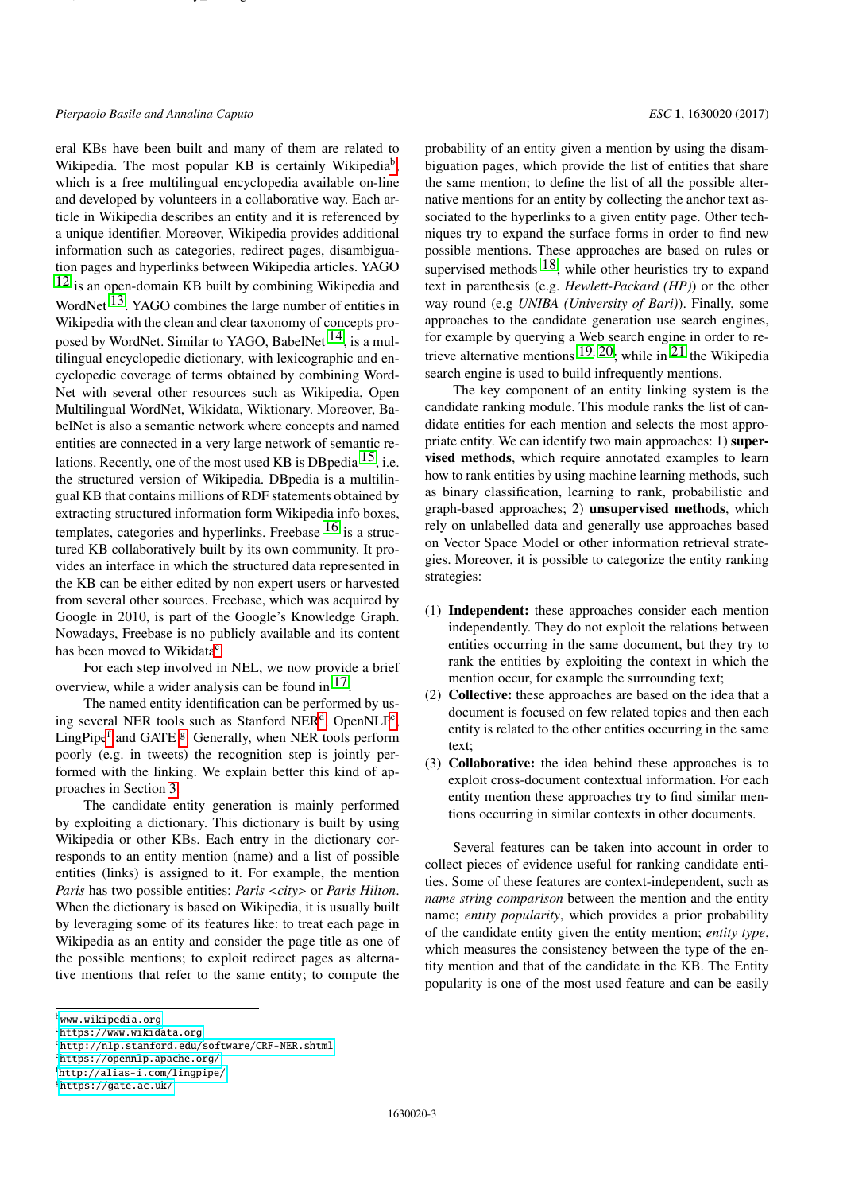eral KBs have been built and many of them are related to Wikipedia. The most popular KB is certainly Wikipedia[b], which is a free multilingual encyclopedia available on-line and developed by volunteers in a collaborative way. Each article in Wikipedia describes an entity and it is referenced by a unique identifier. Moreover, Wikipedia provides additional information such as categories, redirect pages, disambiguation pages and hyperlinks between Wikipedia articles. YAGO [12] is an open-domain KB built by combining Wikipedia and WordNet [13]. YAGO combines the large number of entities in Wikipedia with the clean and clear taxonomy of concepts proposed by WordNet. Similar to YAGO, BabelNet [14], is a multilingual encyclopedic dictionary, with lexicographic and encyclopedic coverage of terms obtained by combining WordNet with several other resources such as Wikipedia, Open Multilingual WordNet, Wikidata, Wiktionary. Moreover, BabelNet is also a semantic network where concepts and named entities are connected in a very large network of semantic relations. Recently, one of the most used KB is DBpedia [15], i.e. the structured version of Wikipedia. DBpedia is a multilingual KB that contains millions of RDF statements obtained by extracting structured information form Wikipedia info boxes, templates, categories and hyperlinks. Freebase [16] is a structured KB collaboratively built by its own community. It provides an interface in which the structured data represented in the KB can be either edited by non expert users or harvested from several other sources. Freebase, which was acquired by Google in 2010, is part of the Google's Knowledge Graph. Nowadays, Freebase is no publicly available and its content has been moved to Wikidata[c].

For each step involved in NEL, we now provide a brief overview, while a wider analysis can be found in [17].

The named entity identification can be performed by using several NER tools such as Stanford NER[d], OpenNLP[e], LingPipe[f] and GATE [g]. Generally, when NER tools perform poorly (e.g. in tweets) the recognition step is jointly performed with the linking. We explain better this kind of approaches in Section 3.

The candidate entity generation is mainly performed by exploiting a dictionary. This dictionary is built by using Wikipedia or other KBs. Each entry in the dictionary corresponds to an entity mention (name) and a list of possible entities (links) is assigned to it. For example, the mention *Paris* has two possible entities: *Paris <city>* or *Paris Hilton*. When the dictionary is based on Wikipedia, it is usually built by leveraging some of its features like: to treat each page in Wikipedia as an entity and consider the page title as one of the possible mentions; to exploit redirect pages as alternative mentions that refer to the same entity; to compute the probability of an entity given a mention by using the disambiguation pages, which provide the list of entities that share the same mention; to define the list of all the possible alternative mentions for an entity by collecting the anchor text associated to the hyperlinks to a given entity page. Other techniques try to expand the surface forms in order to find new possible mentions. These approaches are based on rules or supervised methods [18], while other heuristics try to expand text in parenthesis (e.g. *Hewlett-Packard (HP)*) or the other way round (e.g *UNIBA (University of Bari)*). Finally, some approaches to the candidate generation use search engines, for example by querying a Web search engine in order to retrieve alternative mentions [19, 20], while in [21] the Wikipedia search engine is used to build infrequently mentions.

The key component of an entity linking system is the candidate ranking module. This module ranks the list of candidate entities for each mention and selects the most appropriate entity. We can identify two main approaches: 1) **supervised methods**, which require annotated examples to learn how to rank entities by using machine learning methods, such as binary classification, learning to rank, probabilistic and graph-based approaches; 2) **unsupervised methods**, which rely on unlabelled data and generally use approaches based on Vector Space Model or other information retrieval strategies. Moreover, it is possible to categorize the entity ranking strategies:

(1) **Independent:** these approaches consider each mention independently. They do not exploit the relations between entities occurring in the same document, but they try to rank the entities by exploiting the context in which the mention occur, for example the surrounding text;
(2) **Collective:** these approaches are based on the idea that a document is focused on few related topics and then each entity is related to the other entities occurring in the same text;
(3) **Collaborative:** the idea behind these approaches is to exploit cross-document contextual information. For each entity mention these approaches try to find similar mentions occurring in similar contexts in other documents.

Several features can be taken into account in order to collect pieces of evidence useful for ranking candidate entities. Some of these features are context-independent, such as *name string comparison* between the mention and the entity name; *entity popularity*, which provides a prior probability of the candidate entity given the entity mention; *entity type*, which measures the consistency between the type of the entity mention and that of the candidate in the KB. The Entity popularity is one of the most used feature and can be easily

---

[b] www.wikipedia.org
[c] https://www.wikidata.org
[d] http://nlp.stanford.edu/software/CRF-NER.shtml
[e] https://opennlp.apache.org/
[f] http://alias-i.com/lingpipe/
[g] https://gate.ac.uk/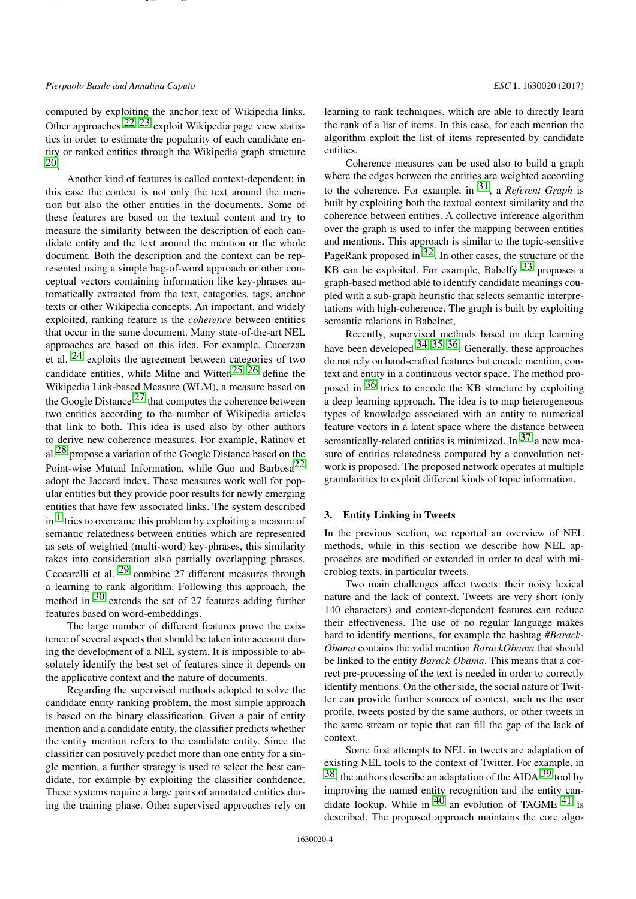computed by exploiting the anchor text of Wikipedia links. Other approaches [22, 23] exploit Wikipedia page view statistics in order to estimate the popularity of each candidate entity or ranked entities through the Wikipedia graph structure [20].

Another kind of features is called context-dependent: in this case the context is not only the text around the mention but also the other entities in the documents. Some of these features are based on the textual content and try to measure the similarity between the description of each candidate entity and the text around the mention or the whole document. Both the description and the context can be represented using a simple bag-of-word approach or other conceptual vectors containing information like key-phrases automatically extracted from the text, categories, tags, anchor texts or other Wikipedia concepts. An important, and widely exploited, ranking feature is the *coherence* between entities that occur in the same document. Many state-of-the-art NEL approaches are based on this idea. For example, Cucerzan et al. [24] exploits the agreement between categories of two candidate entities, while Milne and Witten[25, 26] define the Wikipedia Link-based Measure (WLM), a measure based on the Google Distance [27] that computes the coherence between two entities according to the number of Wikipedia articles that link to both. This idea is used also by other authors to derive new coherence measures. For example, Ratinov et al.[28] propose a variation of the Google Distance based on the Point-wise Mutual Information, while Guo and Barbosa[22] adopt the Jaccard index. These measures work well for popular entities but they provide poor results for newly emerging entities that have few associated links. The system described in [1] tries to overcame this problem by exploiting a measure of semantic relatedness between entities which are represented as sets of weighted (multi-word) key-phrases, this similarity takes into consideration also partially overlapping phrases. Ceccarelli et al. [29] combine 27 different measures through a learning to rank algorithm. Following this approach, the method in [30] extends the set of 27 features adding further features based on word-embeddings.

The large number of different features prove the existence of several aspects that should be taken into account during the development of a NEL system. It is impossible to absolutely identify the best set of features since it depends on the applicative context and the nature of documents.

Regarding the supervised methods adopted to solve the candidate entity ranking problem, the most simple approach is based on the binary classification. Given a pair of entity mention and a candidate entity, the classifier predicts whether the entity mention refers to the candidate entity. Since the classifier can positively predict more than one entity for a single mention, a further strategy is used to select the best candidate, for example by exploiting the classifier confidence. These systems require a large pairs of annotated entities during the training phase. Other supervised approaches rely on learning to rank techniques, which are able to directly learn the rank of a list of items. In this case, for each mention the algorithm exploit the list of items represented by candidate entities.

Coherence measures can be used also to build a graph where the edges between the entities are weighted according to the coherence. For example, in [31], a *Referent Graph* is built by exploiting both the textual context similarity and the coherence between entities. A collective inference algorithm over the graph is used to infer the mapping between entities and mentions. This approach is similar to the topic-sensitive PageRank proposed in [32]. In other cases, the structure of the KB can be exploited. For example, Babelfy [33] proposes a graph-based method able to identify candidate meanings coupled with a sub-graph heuristic that selects semantic interpretations with high-coherence. The graph is built by exploiting semantic relations in Babelnet,

Recently, supervised methods based on deep learning have been developed [34, 35, 36]. Generally, these approaches do not rely on hand-crafted features but encode mention, context and entity in a continuous vector space. The method proposed in [36] tries to encode the KB structure by exploiting a deep learning approach. The idea is to map heterogeneous types of knowledge associated with an entity to numerical feature vectors in a latent space where the distance between semantically-related entities is minimized. In [37] a new measure of entities relatedness computed by a convolution network is proposed. The proposed network operates at multiple granularities to exploit different kinds of topic information.

## 3. Entity Linking in Tweets

In the previous section, we reported an overview of NEL methods, while in this section we describe how NEL approaches are modified or extended in order to deal with microblog texts, in particular tweets.

Two main challenges affect tweets: their noisy lexical nature and the lack of context. Tweets are very short (only 140 characters) and context-dependent features can reduce their effectiveness. The use of no regular language makes hard to identify mentions, for example the hashtag *#BarackObama* contains the valid mention *BarackObama* that should be linked to the entity *Barack Obama*. This means that a correct pre-processing of the text is needed in order to correctly identify mentions. On the other side, the social nature of Twitter can provide further sources of context, such us the user profile, tweets posted by the same authors, or other tweets in the same stream or topic that can fill the gap of the lack of context.

Some first attempts to NEL in tweets are adaptation of existing NEL tools to the context of Twitter. For example, in [38], the authors describe an adaptation of the AIDA [39] tool by improving the named entity recognition and the entity candidate lookup. While in [40] an evolution of TAGME [41] is described. The proposed approach maintains the core algo-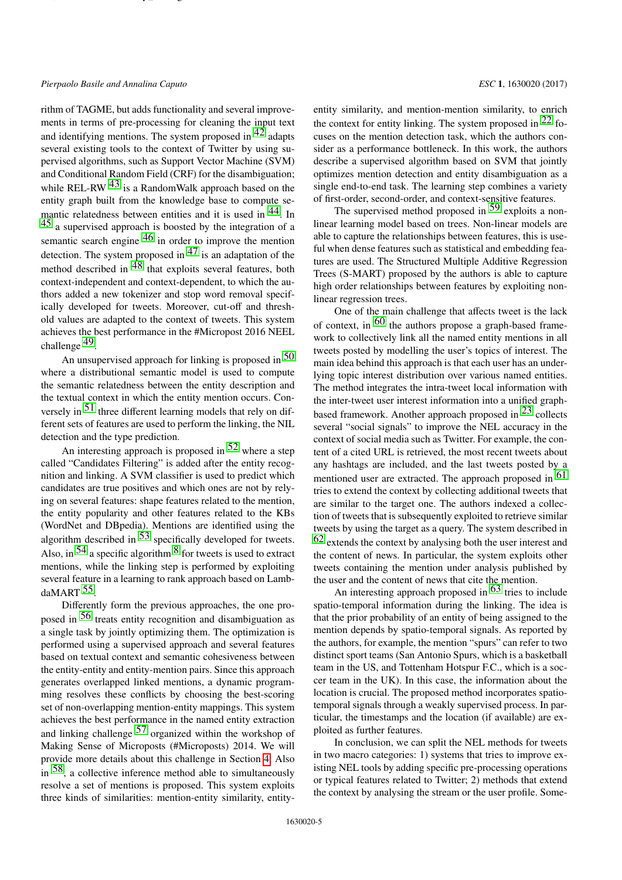rithm of TAGME, but adds functionality and several improvements in terms of pre-processing for cleaning the input text and identifying mentions. The system proposed in [42] adapts several existing tools to the context of Twitter by using supervised algorithms, such as Support Vector Machine (SVM) and Conditional Random Field (CRF) for the disambiguation; while REL-RW [43] is a RandomWalk approach based on the entity graph built from the knowledge base to compute semantic relatedness between entities and it is used in [44]. In [45] a supervised approach is boosted by the integration of a semantic search engine [46] in order to improve the mention detection. The system proposed in [47] is an adaptation of the method described in [48] that exploits several features, both context-independent and context-dependent, to which the authors added a new tokenizer and stop word removal specifically developed for tweets. Moreover, cut-off and threshold values are adapted to the context of tweets. This system achieves the best performance in the #Micropost 2016 NEEL challenge [49].

An unsupervised approach for linking is proposed in [50] where a distributional semantic model is used to compute the semantic relatedness between the entity description and the textual context in which the entity mention occurs. Conversely in [51] three different learning models that rely on different sets of features are used to perform the linking, the NIL detection and the type prediction.

An interesting approach is proposed in [52] where a step called "Candidates Filtering" is added after the entity recognition and linking. A SVM classifier is used to predict which candidates are true positives and which ones are not by relying on several features: shape features related to the mention, the entity popularity and other features related to the KBs (WordNet and DBpedia). Mentions are identified using the algorithm described in [53] specifically developed for tweets. Also, in [54] a specific algorithm [8] for tweets is used to extract mentions, while the linking step is performed by exploiting several feature in a learning to rank approach based on LambdaMART [55].

Differently form the previous approaches, the one proposed in [56] treats entity recognition and disambiguation as a single task by jointly optimizing them. The optimization is performed using a supervised approach and several features based on textual context and semantic cohesiveness between the entity-entity and entity-mention pairs. Since this approach generates overlapped linked mentions, a dynamic programming resolves these conflicts by choosing the best-scoring set of non-overlapping mention-entity mappings. This system achieves the best performance in the named entity extraction and linking challenge [57] organized within the workshop of Making Sense of Microposts (#Microposts) 2014. We will provide more details about this challenge in Section 4. Also in [58], a collective inference method able to simultaneously resolve a set of mentions is proposed. This system exploits three kinds of similarities: mention-entity similarity, entity-entity similarity, and mention-mention similarity, to enrich the context for entity linking. The system proposed in [22] focuses on the mention detection task, which the authors consider as a performance bottleneck. In this work, the authors describe a supervised algorithm based on SVM that jointly optimizes mention detection and entity disambiguation as a single end-to-end task. The learning step combines a variety of first-order, second-order, and context-sensitive features.

The supervised method proposed in [59] exploits a non-linear learning model based on trees. Non-linear models are able to capture the relationships between features, this is useful when dense features such as statistical and embedding features are used. The Structured Multiple Additive Regression Trees (S-MART) proposed by the authors is able to capture high order relationships between features by exploiting non-linear regression trees.

One of the main challenge that affects tweet is the lack of context, in [60] the authors propose a graph-based framework to collectively link all the named entity mentions in all tweets posted by modelling the user's topics of interest. The main idea behind this approach is that each user has an underlying topic interest distribution over various named entities. The method integrates the intra-tweet local information with the inter-tweet user interest information into a unified graph-based framework. Another approach proposed in [23] collects several "social signals" to improve the NEL accuracy in the context of social media such as Twitter. For example, the content of a cited URL is retrieved, the most recent tweets about any hashtags are included, and the last tweets posted by a mentioned user are extracted. The approach proposed in [61] tries to extend the context by collecting additional tweets that are similar to the target one. The authors indexed a collection of tweets that is subsequently exploited to retrieve similar tweets by using the target as a query. The system described in [62] extends the context by analysing both the user interest and the content of news. In particular, the system exploits other tweets containing the mention under analysis published by the user and the content of news that cite the mention.

An interesting approach proposed in [63] tries to include spatio-temporal information during the linking. The idea is that the prior probability of an entity of being assigned to the mention depends by spatio-temporal signals. As reported by the authors, for example, the mention "spurs" can refer to two distinct sport teams (San Antonio Spurs, which is a basketball team in the US, and Tottenham Hotspur F.C., which is a soccer team in the UK). In this case, the information about the location is crucial. The proposed method incorporates spatio-temporal signals through a weakly supervised process. In particular, the timestamps and the location (if available) are exploited as further features.

In conclusion, we can split the NEL methods for tweets in two macro categories: 1) systems that tries to improve existing NEL tools by adding specific pre-processing operations or typical features related to Twitter; 2) methods that extend the context by analysing the stream or the user profile. Some-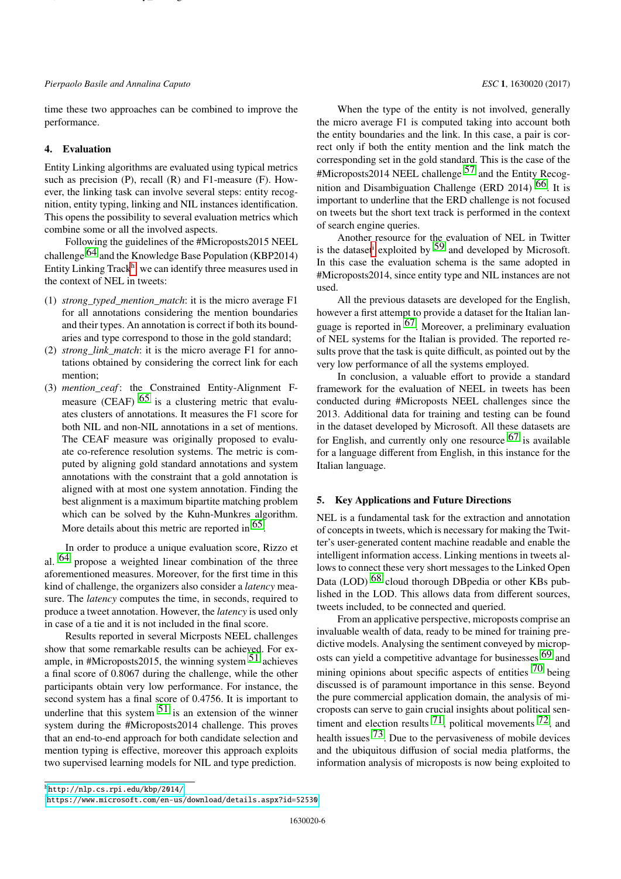time these two approaches can be combined to improve the performance.

## 4. Evaluation

Entity Linking algorithms are evaluated using typical metrics such as precision (P), recall (R) and F1-measure (F). However, the linking task can involve several steps: entity recognition, entity typing, linking and NIL instances identification. This opens the possibility to several evaluation metrics which combine some or all the involved aspects.

Following the guidelines of the #Microposts2015 NEEL challenge [64] and the Knowledge Base Population (KBP2014) Entity Linking Track[h], we can identify three measures used in the context of NEL in tweets:

(1) *strong_typed_mention_match*: it is the micro average F1 for all annotations considering the mention boundaries and their types. An annotation is correct if both its boundaries and type correspond to those in the gold standard;
(2) *strong_link_match*: it is the micro average F1 for annotations obtained by considering the correct link for each mention;
(3) *mention_ceaf*: the Constrained Entity-Alignment F-measure (CEAF) [65] is a clustering metric that evaluates clusters of annotations. It measures the F1 score for both NIL and non-NIL annotations in a set of mentions. The CEAF measure was originally proposed to evaluate co-reference resolution systems. The metric is computed by aligning gold standard annotations and system annotations with the constraint that a gold annotation is aligned with at most one system annotation. Finding the best alignment is a maximum bipartite matching problem which can be solved by the Kuhn-Munkres algorithm. More details about this metric are reported in [65].

In order to produce a unique evaluation score, Rizzo et al. [64] propose a weighted linear combination of the three aforementioned measures. Moreover, for the first time in this kind of challenge, the organizers also consider a *latency* measure. The *latency* computes the time, in seconds, required to produce a tweet annotation. However, the *latency* is used only in case of a tie and it is not included in the final score.

Results reported in several Micrposts NEEL challenges show that some remarkable results can be achieved. For example, in #Microposts2015, the winning system [51] achieves a final score of 0.8067 during the challenge, while the other participants obtain very low performance. For instance, the second system has a final score of 0.4756. It is important to underline that this system [51] is an extension of the winner system during the #Microposts2014 challenge. This proves that an end-to-end approach for both candidate selection and mention typing is effective, moreover this approach exploits two supervised learning models for NIL and type prediction.

When the type of the entity is not involved, generally the micro average F1 is computed taking into account both the entity boundaries and the link. In this case, a pair is correct only if both the entity mention and the link match the corresponding set in the gold standard. This is the case of the #Microposts2014 NEEL challenge [57] and the Entity Recognition and Disambiguation Challenge (ERD 2014) [66]. It is important to underline that the ERD challenge is not focused on tweets but the short text track is performed in the context of search engine queries.

Another resource for the evaluation of NEL in Twitter is the dataset[i] exploited by [59] and developed by Microsoft. In this case the evaluation schema is the same adopted in #Microposts2014, since entity type and NIL instances are not used.

All the previous datasets are developed for the English, however a first attempt to provide a dataset for the Italian language is reported in [67]. Moreover, a preliminary evaluation of NEL systems for the Italian is provided. The reported results prove that the task is quite difficult, as pointed out by the very low performance of all the systems employed.

In conclusion, a valuable effort to provide a standard framework for the evaluation of NEEL in tweets has been conducted during #Microposts NEEL challenges since the 2013. Additional data for training and testing can be found in the dataset developed by Microsoft. All these datasets are for English, and currently only one resource [67] is available for a language different from English, in this instance for the Italian language.

## 5. Key Applications and Future Directions

NEL is a fundamental task for the extraction and annotation of concepts in tweets, which is necessary for making the Twitter's user-generated content machine readable and enable the intelligent information access. Linking mentions in tweets allows to connect these very short messages to the Linked Open Data (LOD) [68] cloud thorough DBpedia or other KBs published in the LOD. This allows data from different sources, tweets included, to be connected and queried.

From an applicative perspective, microposts comprise an invaluable wealth of data, ready to be mined for training predictive models. Analysing the sentiment conveyed by microposts can yield a competitive advantage for businesses [69] and mining opinions about specific aspects of entities [70] being discussed is of paramount importance in this sense. Beyond the pure commercial application domain, the analysis of microposts can serve to gain crucial insights about political sentiment and election results [71], political movements [72], and health issues [73]. Due to the pervasiveness of mobile devices and the ubiquitous diffusion of social media platforms, the information analysis of microposts is now being exploited to

---

[h] http://nlp.cs.rpi.edu/kbp/2014/

[i] https://www.microsoft.com/en-us/download/details.aspx?id=52530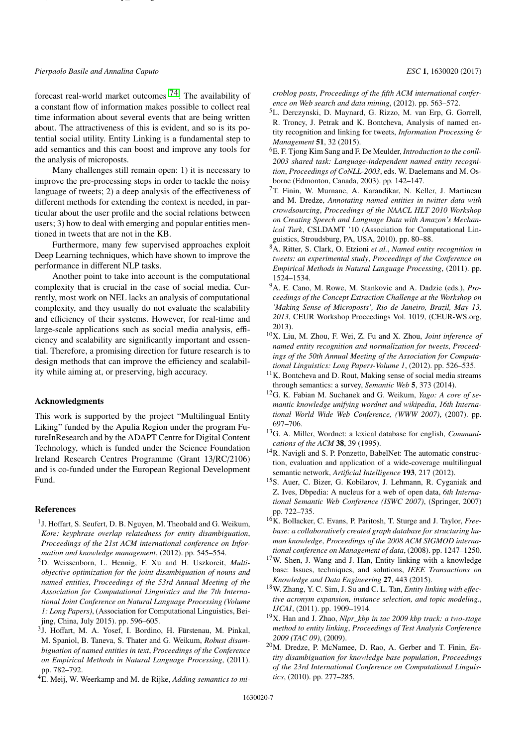forecast real-world market outcomes [74]. The availability of a constant flow of information makes possible to collect real time information about several events that are being written about. The attractiveness of this is evident, and so is its potential social utility. Entity Linking is a fundamental step to add semantics and this can boost and improve any tools for the analysis of microposts.

Many challenges still remain open: 1) it is necessary to improve the pre-processing steps in order to tackle the noisy language of tweets; 2) a deep analysis of the effectiveness of different methods for extending the context is needed, in particular about the user profile and the social relations between users; 3) how to deal with emerging and popular entities mentioned in tweets that are not in the KB.

Furthermore, many few supervised approaches exploit Deep Learning techniques, which have shown to improve the performance in different NLP tasks.

Another point to take into account is the computational complexity that is crucial in the case of social media. Currently, most work on NEL lacks an analysis of computational complexity, and they usually do not evaluate the scalability and efficiency of their systems. However, for real-time and large-scale applications such as social media analysis, efficiency and scalability are significantly important and essential. Therefore, a promising direction for future research is to design methods that can improve the efficiency and scalability while aiming at, or preserving, high accuracy.

## Acknowledgments

This work is supported by the project "Multilingual Entity Liking" funded by the Apulia Region under the program FutureInResearch and by the ADAPT Centre for Digital Content Technology, which is funded under the Science Foundation Ireland Research Centres Programme (Grant 13/RC/2106) and is co-funded under the European Regional Development Fund.

## References

[1] J. Hoffart, S. Seufert, D. B. Nguyen, M. Theobald and G. Weikum, *Kore: keyphrase overlap relatedness for entity disambiguation*, *Proceedings of the 21st ACM international conference on Information and knowledge management*, (2012). pp. 545–554.

[2] D. Weissenborn, L. Hennig, F. Xu and H. Uszkoreit, *Multi-objective optimization for the joint disambiguation of nouns and named entities*, *Proceedings of the 53rd Annual Meeting of the Association for Computational Linguistics and the 7th International Joint Conference on Natural Language Processing (Volume 1: Long Papers)*, (Association for Computational Linguistics, Beijing, China, July 2015). pp. 596–605.

[3] J. Hoffart, M. A. Yosef, I. Bordino, H. Fürstenau, M. Pinkal, M. Spaniol, B. Taneva, S. Thater and G. Weikum, *Robust disambiguation of named entities in text*, *Proceedings of the Conference on Empirical Methods in Natural Language Processing*, (2011). pp. 782–792.

[4] E. Meij, W. Weerkamp and M. de Rijke, *Adding semantics to microblog posts*, *Proceedings of the fifth ACM international conference on Web search and data mining*, (2012). pp. 563–572.

[5] L. Derczynski, D. Maynard, G. Rizzo, M. van Erp, G. Gorrell, R. Troncy, J. Petrak and K. Bontcheva, Analysis of named entity recognition and linking for tweets, *Information Processing & Management* **51**, 32 (2015).

[6] E. F. Tjong Kim Sang and F. De Meulder, *Introduction to the conll-2003 shared task: Language-independent named entity recognition*, *Proceedings of CoNLL-2003*, eds. W. Daelemans and M. Osborne (Edmonton, Canada, 2003). pp. 142–147.

[7] T. Finin, W. Murnane, A. Karandikar, N. Keller, J. Martineau and M. Dredze, *Annotating named entities in twitter data with crowdsourcing*, *Proceedings of the NAACL HLT 2010 Workshop on Creating Speech and Language Data with Amazon's Mechanical Turk*, CSLDAMT '10 (Association for Computational Linguistics, Stroudsburg, PA, USA, 2010). pp. 80–88.

[8] A. Ritter, S. Clark, O. Etzioni *et al.*, *Named entity recognition in tweets: an experimental study*, *Proceedings of the Conference on Empirical Methods in Natural Language Processing*, (2011). pp. 1524–1534.

[9] A. E. Cano, M. Rowe, M. Stankovic and A. Dadzie (eds.), *Proceedings of the Concept Extraction Challenge at the Workshop on 'Making Sense of Microposts', Rio de Janeiro, Brazil, May 13, 2013*, CEUR Workshop Proceedings Vol. 1019, (CEUR-WS.org, 2013).

[10] X. Liu, M. Zhou, F. Wei, Z. Fu and X. Zhou, *Joint inference of named entity recognition and normalization for tweets*, *Proceedings of the 50th Annual Meeting of the Association for Computational Linguistics: Long Papers-Volume 1*, (2012). pp. 526–535.

[11] K. Bontcheva and D. Rout, Making sense of social media streams through semantics: a survey, *Semantic Web* **5**, 373 (2014).

[12] G. K. Fabian M. Suchanek and G. Weikum, *Yago: A core of semantic knowledge unifying wordnet and wikipedia*, *16th International World Wide Web Conference, (WWW 2007)*, (2007). pp. 697–706.

[13] G. A. Miller, Wordnet: a lexical database for english, *Communications of the ACM* **38**, 39 (1995).

[14] R. Navigli and S. P. Ponzetto, BabelNet: The automatic construction, evaluation and application of a wide-coverage multilingual semantic network, *Artificial Intelligence* **193**, 217 (2012).

[15] S. Auer, C. Bizer, G. Kobilarov, J. Lehmann, R. Cyganiak and Z. Ives, Dbpedia: A nucleus for a web of open data, *6th International Semantic Web Conference (ISWC 2007)*, (Springer, 2007) pp. 722–735.

[16] K. Bollacker, C. Evans, P. Paritosh, T. Sturge and J. Taylor, *Freebase: a collaboratively created graph database for structuring human knowledge*, *Proceedings of the 2008 ACM SIGMOD international conference on Management of data*, (2008). pp. 1247–1250.

[17] W. Shen, J. Wang and J. Han, Entity linking with a knowledge base: Issues, techniques, and solutions, *IEEE Transactions on Knowledge and Data Engineering* **27**, 443 (2015).

[18] W. Zhang, Y. C. Sim, J. Su and C. L. Tan, *Entity linking with effective acronym expansion, instance selection, and topic modeling.*, *IJCAI*, (2011). pp. 1909–1914.

[19] X. Han and J. Zhao, *Nlpr_kbp in tac 2009 kbp track: a two-stage method to entity linking*, *Proceedings of Test Analysis Conference 2009 (TAC 09)*, (2009).

[20] M. Dredze, P. McNamee, D. Rao, A. Gerber and T. Finin, *Entity disambiguation for knowledge base population*, *Proceedings of the 23rd International Conference on Computational Linguistics*, (2010). pp. 277–285.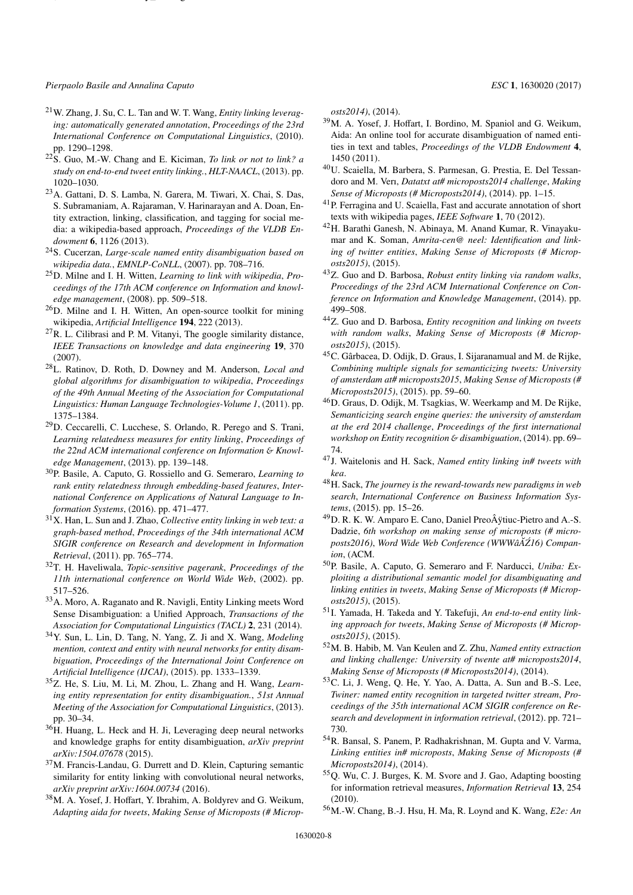[21] W. Zhang, J. Su, C. L. Tan and W. T. Wang, *Entity linking leveraging: automatically generated annotation*, *Proceedings of the 23rd International Conference on Computational Linguistics*, (2010). pp. 1290–1298.

[22] S. Guo, M.-W. Chang and E. Kiciman, *To link or not to link? a study on end-to-end tweet entity linking.*, *HLT-NAACL*, (2013). pp. 1020–1030.

[23] A. Gattani, D. S. Lamba, N. Garera, M. Tiwari, X. Chai, S. Das, S. Subramaniam, A. Rajaraman, V. Harinarayan and A. Doan, Entity extraction, linking, classification, and tagging for social media: a wikipedia-based approach, *Proceedings of the VLDB Endowment* **6**, 1126 (2013).

[24] S. Cucerzan, *Large-scale named entity disambiguation based on wikipedia data.*, *EMNLP-CoNLL*, (2007). pp. 708–716.

[25] D. Milne and I. H. Witten, *Learning to link with wikipedia*, *Proceedings of the 17th ACM conference on Information and knowledge management*, (2008). pp. 509–518.

[26] D. Milne and I. H. Witten, An open-source toolkit for mining wikipedia, *Artificial Intelligence* **194**, 222 (2013).

[27] R. L. Cilibrasi and P. M. Vitanyi, The google similarity distance, *IEEE Transactions on knowledge and data engineering* **19**, 370 (2007).

[28] L. Ratinov, D. Roth, D. Downey and M. Anderson, *Local and global algorithms for disambiguation to wikipedia*, *Proceedings of the 49th Annual Meeting of the Association for Computational Linguistics: Human Language Technologies-Volume 1*, (2011). pp. 1375–1384.

[29] D. Ceccarelli, C. Lucchese, S. Orlando, R. Perego and S. Trani, *Learning relatedness measures for entity linking*, *Proceedings of the 22nd ACM international conference on Information & Knowledge Management*, (2013). pp. 139–148.

[30] P. Basile, A. Caputo, G. Rossiello and G. Semeraro, *Learning to rank entity relatedness through embedding-based features*, *International Conference on Applications of Natural Language to Information Systems*, (2016). pp. 471–477.

[31] X. Han, L. Sun and J. Zhao, *Collective entity linking in web text: a graph-based method*, *Proceedings of the 34th international ACM SIGIR conference on Research and development in Information Retrieval*, (2011). pp. 765–774.

[32] T. H. Haveliwala, *Topic-sensitive pagerank*, *Proceedings of the 11th international conference on World Wide Web*, (2002). pp. 517–526.

[33] A. Moro, A. Raganato and R. Navigli, Entity Linking meets Word Sense Disambiguation: a Unified Approach, *Transactions of the Association for Computational Linguistics (TACL)* **2**, 231 (2014).

[34] Y. Sun, L. Lin, D. Tang, N. Yang, Z. Ji and X. Wang, *Modeling mention, context and entity with neural networks for entity disambiguation*, *Proceedings of the International Joint Conference on Artificial Intelligence (IJCAI)*, (2015). pp. 1333–1339.

[35] Z. He, S. Liu, M. Li, M. Zhou, L. Zhang and H. Wang, *Learning entity representation for entity disambiguation.*, *51st Annual Meeting of the Association for Computational Linguistics*, (2013). pp. 30–34.

[36] H. Huang, L. Heck and H. Ji, Leveraging deep neural networks and knowledge graphs for entity disambiguation, *arXiv preprint arXiv:1504.07678* (2015).

[37] M. Francis-Landau, G. Durrett and D. Klein, Capturing semantic similarity for entity linking with convolutional neural networks, *arXiv preprint arXiv:1604.00734* (2016).

[38] M. A. Yosef, J. Hoffart, Y. Ibrahim, A. Boldyrev and G. Weikum, *Adapting aida for tweets*, *Making Sense of Microposts (# Microposts2014)*, (2014).

[39] M. A. Yosef, J. Hoffart, I. Bordino, M. Spaniol and G. Weikum, Aida: An online tool for accurate disambiguation of named entities in text and tables, *Proceedings of the VLDB Endowment* **4**, 1450 (2011).

[40] U. Scaiella, M. Barbera, S. Parmesan, G. Prestia, E. Del Tessandoro and M. Verı, *Datatxt at# microposts2014 challenge*, *Making Sense of Microposts (# Microposts2014)*, (2014). pp. 1–15.

[41] P. Ferragina and U. Scaiella, Fast and accurate annotation of short texts with wikipedia pages, *IEEE Software* **1**, 70 (2012).

[42] H. Barathi Ganesh, N. Abinaya, M. Anand Kumar, R. Vinayakumar and K. Soman, *Amrita-cen@ neel: Identification and linking of twitter entities*, *Making Sense of Microposts (# Microposts2015)*, (2015).

[43] Z. Guo and D. Barbosa, *Robust entity linking via random walks*, *Proceedings of the 23rd ACM International Conference on Conference on Information and Knowledge Management*, (2014). pp. 499–508.

[44] Z. Guo and D. Barbosa, *Entity recognition and linking on tweets with random walks*, *Making Sense of Microposts (# Microposts2015)*, (2015).

[45] C. Gârbacea, D. Odijk, D. Graus, I. Sijaranamual and M. de Rijke, *Combining multiple signals for semanticizing tweets: University of amsterdam at# microposts2015*, *Making Sense of Microposts (# Microposts2015)*, (2015). pp. 59–60.

[46] D. Graus, D. Odijk, M. Tsagkias, W. Weerkamp and M. De Rijke, *Semanticizing search engine queries: the university of amsterdam at the erd 2014 challenge*, *Proceedings of the first international workshop on Entity recognition & disambiguation*, (2014). pp. 69–74.

[47] J. Waitelonis and H. Sack, *Named entity linking in# tweets with kea*.

[48] H. Sack, *The journey is the reward-towards new paradigms in web search*, *International Conference on Business Information Systems*, (2015). pp. 15–26.

[49] D. R. K. W. Amparo E. Cano, Daniel PreoÂÿtiuc-Pietro and A.-S. Dadzie, *6th workshop on making sense of microposts (# microposts2016)*, *Word Wide Web Conference (WWWâĂŹ16) Companion*, (ACM.

[50] P. Basile, A. Caputo, G. Semeraro and F. Narducci, *Uniba: Exploiting a distributional semantic model for disambiguating and linking entities in tweets*, *Making Sense of Microposts (# Microposts2015)*, (2015).

[51] I. Yamada, H. Takeda and Y. Takefuji, *An end-to-end entity linking approach for tweets*, *Making Sense of Microposts (# Microposts2015)*, (2015).

[52] M. B. Habib, M. Van Keulen and Z. Zhu, *Named entity extraction and linking challenge: University of twente at# microposts2014*, *Making Sense of Microposts (# Microposts2014)*, (2014).

[53] C. Li, J. Weng, Q. He, Y. Yao, A. Datta, A. Sun and B.-S. Lee, *Twiner: named entity recognition in targeted twitter stream*, *Proceedings of the 35th international ACM SIGIR conference on Research and development in information retrieval*, (2012). pp. 721–730.

[54] R. Bansal, S. Panem, P. Radhakrishnan, M. Gupta and V. Varma, *Linking entities in# microposts*, *Making Sense of Microposts (# Microposts2014)*, (2014).

[55] Q. Wu, C. J. Burges, K. M. Svore and J. Gao, Adapting boosting for information retrieval measures, *Information Retrieval* **13**, 254 (2010).

[56] M.-W. Chang, B.-J. Hsu, H. Ma, R. Loynd and K. Wang, *E2e: An*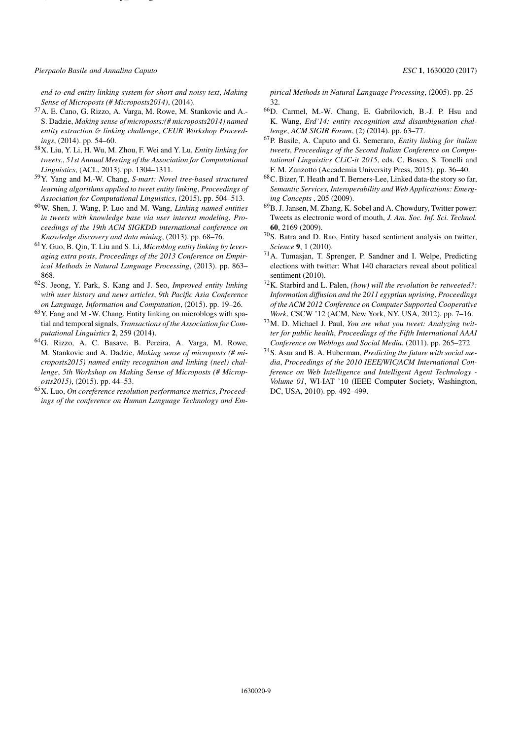*end-to-end entity linking system for short and noisy text*, *Making Sense of Microposts (# Microposts2014)*, (2014).

[57] A. E. Cano, G. Rizzo, A. Varga, M. Rowe, M. Stankovic and A.-S. Dadzie, *Making sense of microposts:(# microposts2014) named entity extraction & linking challenge*, *CEUR Workshop Proceedings*, (2014). pp. 54–60.

[58] X. Liu, Y. Li, H. Wu, M. Zhou, F. Wei and Y. Lu, *Entity linking for tweets.*, *51st Annual Meeting of the Association for Computational Linguistics*, (ACL, 2013). pp. 1304–1311.

[59] Y. Yang and M.-W. Chang, *S-mart: Novel tree-based structured learning algorithms applied to tweet entity linking*, *Proceedings of Association for Computational Linguistics*, (2015). pp. 504–513.

[60] W. Shen, J. Wang, P. Luo and M. Wang, *Linking named entities in tweets with knowledge base via user interest modeling*, *Proceedings of the 19th ACM SIGKDD international conference on Knowledge discovery and data mining*, (2013). pp. 68–76.

[61] Y. Guo, B. Qin, T. Liu and S. Li, *Microblog entity linking by leveraging extra posts*, *Proceedings of the 2013 Conference on Empirical Methods in Natural Language Processing*, (2013). pp. 863–868.

[62] S. Jeong, Y. Park, S. Kang and J. Seo, *Improved entity linking with user history and news articles*, *9th Pacific Asia Conference on Language, Information and Computation*, (2015). pp. 19–26.

[63] Y. Fang and M.-W. Chang, Entity linking on microblogs with spatial and temporal signals, *Transactions of the Association for Computational Linguistics* **2**, 259 (2014).

[64] G. Rizzo, A. C. Basave, B. Pereira, A. Varga, M. Rowe, M. Stankovic and A. Dadzie, *Making sense of microposts (# microposts2015) named entity recognition and linking (neel) challenge*, *5th Workshop on Making Sense of Microposts (# Microposts2015)*, (2015). pp. 44–53.

[65] X. Luo, *On coreference resolution performance metrics*, *Proceedings of the conference on Human Language Technology and Empirical Methods in Natural Language Processing*, (2005). pp. 25–32.

[66] D. Carmel, M.-W. Chang, E. Gabrilovich, B.-J. P. Hsu and K. Wang, *Erd'14: entity recognition and disambiguation challenge*, *ACM SIGIR Forum*, (2) (2014). pp. 63–77.

[67] P. Basile, A. Caputo and G. Semeraro, *Entity linking for italian tweets*, *Proceedings of the Second Italian Conference on Computational Linguistics CLiC-it 2015*, eds. C. Bosco, S. Tonelli and F. M. Zanzotto (Accademia University Press, 2015). pp. 36–40.

[68] C. Bizer, T. Heath and T. Berners-Lee, Linked data-the story so far, *Semantic Services, Interoperability and Web Applications: Emerging Concepts* , 205 (2009).

[69] B. J. Jansen, M. Zhang, K. Sobel and A. Chowdury, Twitter power: Tweets as electronic word of mouth, *J. Am. Soc. Inf. Sci. Technol.* **60**, 2169 (2009).

[70] S. Batra and D. Rao, Entity based sentiment analysis on twitter, *Science* **9**, 1 (2010).

[71] A. Tumasjan, T. Sprenger, P. Sandner and I. Welpe, Predicting elections with twitter: What 140 characters reveal about political sentiment (2010).

[72] K. Starbird and L. Palen, *(how) will the revolution be retweeted?: Information diffusion and the 2011 egyptian uprising*, *Proceedings of the ACM 2012 Conference on Computer Supported Cooperative Work*, CSCW '12 (ACM, New York, NY, USA, 2012). pp. 7–16.

[73] M. D. Michael J. Paul, *You are what you tweet: Analyzing twitter for public health*, *Proceedings of the Fifth International AAAI Conference on Weblogs and Social Media*, (2011). pp. 265–272.

[74] S. Asur and B. A. Huberman, *Predicting the future with social media*, *Proceedings of the 2010 IEEE/WIC/ACM International Conference on Web Intelligence and Intelligent Agent Technology - Volume 01*, WI-IAT '10 (IEEE Computer Society, Washington, DC, USA, 2010). pp. 492–499.